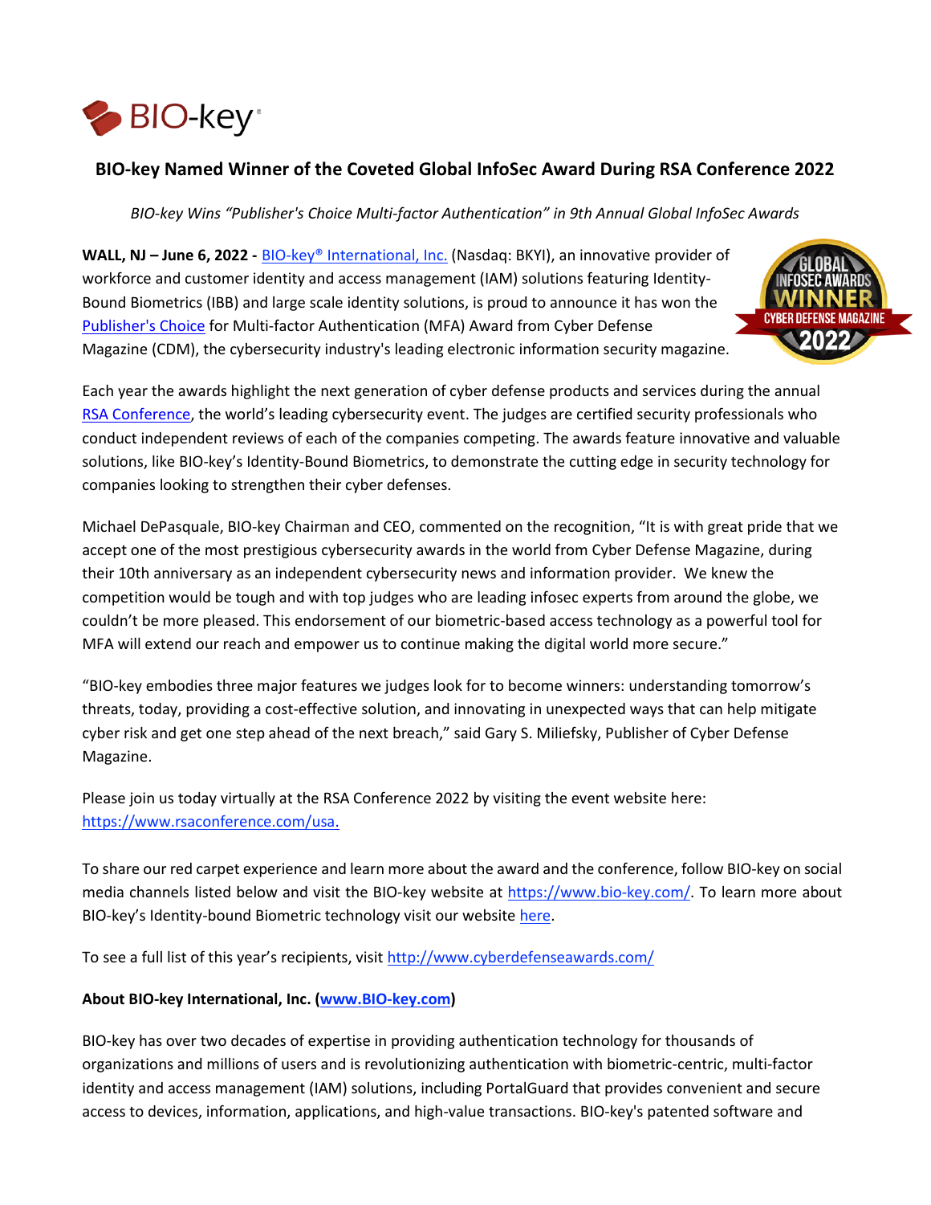# BIO-key Named Winner of the Coveted Global InfoSec Award During RSA Conference 2022

*BIO-key Wins "Publisher's Choice Multi-factor Authentication" in 9th Annual Global InfoSec Awards*

**WALL, NJ – June 6, 2022 -** BIO-key® International, Inc. (Nasdaq: BKYI), an innovative provider of workforce and customer identity and access management (IAM) solutions featuring Identity-Bound Biometrics (IBB) and large scale identity solutions, is proud to announce it has won the Publisher's Choice for Multi-factor Authentication (MFA) Award from Cyber Defense Magazine (CDM), the cybersecurity industry's leading electronic information security magazine.

Each year the awards highlight the next generation of cyber defense products and services during the annual RSA Conference, the world's leading cybersecurity event. The judges are certified security professionals who conduct independent reviews of each of the companies competing. The awards feature innovative and valuable solutions, like BIO-key's Identity-Bound Biometrics, to demonstrate the cutting edge in security technology for companies looking to strengthen their cyber defenses.

Michael DePasquale, BIO-key Chairman and CEO, commented on the recognition, "It is with great pride that we accept one of the most prestigious cybersecurity awards in the world from Cyber Defense Magazine, during their 10th anniversary as an independent cybersecurity news and information provider. We knew the competition would be tough and with top judges who are leading infosec experts from around the globe, we couldn't be more pleased. This endorsement of our biometric-based access technology as a powerful tool for MFA will extend our reach and empower us to continue making the digital world more secure."

"BIO-key embodies three major features we judges look for to become winners: understanding tomorrow's threats, today, providing a cost-effective solution, and innovating in unexpected ways that can help mitigate cyber risk and get one step ahead of the next breach," said Gary S. Miliefsky, Publisher of Cyber Defense Magazine.

Please join us today virtually at the RSA Conference 2022 by visiting the event website here: https://www.rsaconference.com/usa.

To share our red carpet experience and learn more about the award and the conference, follow BIO-key on social media channels listed below and visit the BIO-key website at https://www.bio-key.com/. To learn more about BIO-key's Identity-bound Biometric technology visit our website here.

To see a full list of this year's recipients, visit http://www.cyberdefenseawards.com/

**About BIO-key International, Inc. (www.BIO-key.com)**

BIO-key has over two decades of expertise in providing authentication technology for thousands of organizations and millions of users and is revolutionizing authentication with biometric-centric, multi-factor identity and access management (IAM) solutions, including PortalGuard that provides convenient and secure access to devices, information, applications, and high-value transactions. BIO-key's patented software and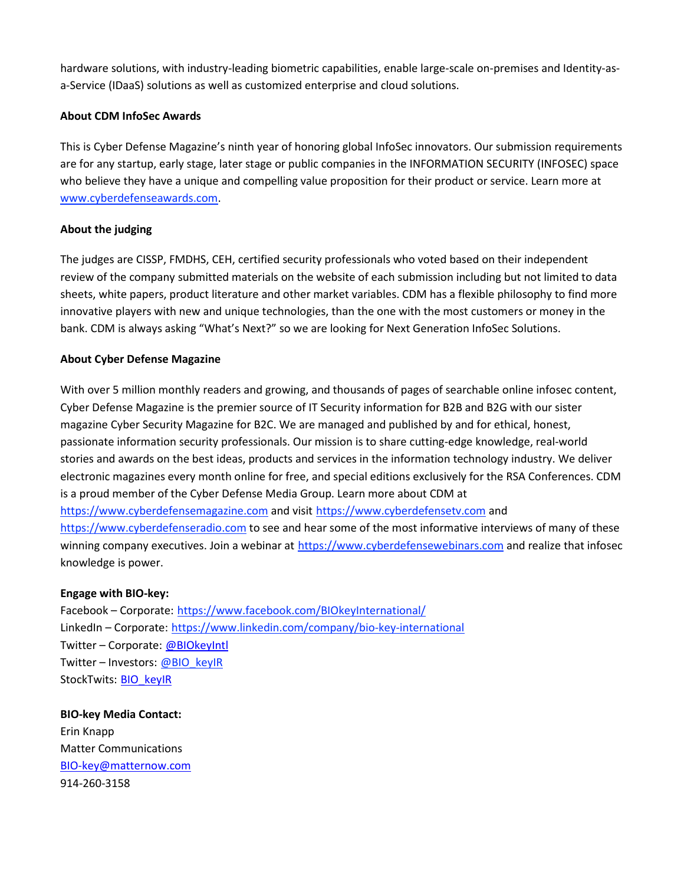hardware solutions, with industry-leading biometric capabilities, enable large-scale on-premises and Identity-as-a-Service (IDaaS) solutions as well as customized enterprise and cloud solutions.

**About CDM InfoSec Awards**

This is Cyber Defense Magazine's ninth year of honoring global InfoSec innovators. Our submission requirements are for any startup, early stage, later stage or public companies in the INFORMATION SECURITY (INFOSEC) space who believe they have a unique and compelling value proposition for their product or service. Learn more at [www.cyberdefenseawards.com](www.cyberdefenseawards.com).

**About the judging**

The judges are CISSP, FMDHS, CEH, certified security professionals who voted based on their independent review of the company submitted materials on the website of each submission including but not limited to data sheets, white papers, product literature and other market variables. CDM has a flexible philosophy to find more innovative players with new and unique technologies, than the one with the most customers or money in the bank. CDM is always asking "What's Next?" so we are looking for Next Generation InfoSec Solutions.

**About Cyber Defense Magazine**

With over 5 million monthly readers and growing, and thousands of pages of searchable online infosec content, Cyber Defense Magazine is the premier source of IT Security information for B2B and B2G with our sister magazine Cyber Security Magazine for B2C. We are managed and published by and for ethical, honest, passionate information security professionals. Our mission is to share cutting-edge knowledge, real-world stories and awards on the best ideas, products and services in the information technology industry. We deliver electronic magazines every month online for free, and special editions exclusively for the RSA Conferences. CDM is a proud member of the Cyber Defense Media Group. Learn more about CDM at [https://www.cyberdefensemagazine.com](https://www.cyberdefensemagazine.com) and visit [https://www.cyberdefensetv.com](https://www.cyberdefensetv.com) and [https://www.cyberdefenseradio.com](https://www.cyberdefenseradio.com) to see and hear some of the most informative interviews of many of these winning company executives. Join a webinar at [https://www.cyberdefensewebinars.com](https://www.cyberdefensewebinars.com) and realize that infosec knowledge is power.

**Engage with BIO-key:**
Facebook – Corporate: [https://www.facebook.com/BIOkeyInternational/](https://www.facebook.com/BIOkeyInternational/)
LinkedIn – Corporate: [https://www.linkedin.com/company/bio-key-international](https://www.linkedin.com/company/bio-key-international)
Twitter – Corporate: @BIOkeyIntl
Twitter – Investors: @BIO_keyIR
StockTwits: BIO_keyIR

**BIO-key Media Contact:**
Erin Knapp
Matter Communications
BIO-key@matternow.com
914-260-3158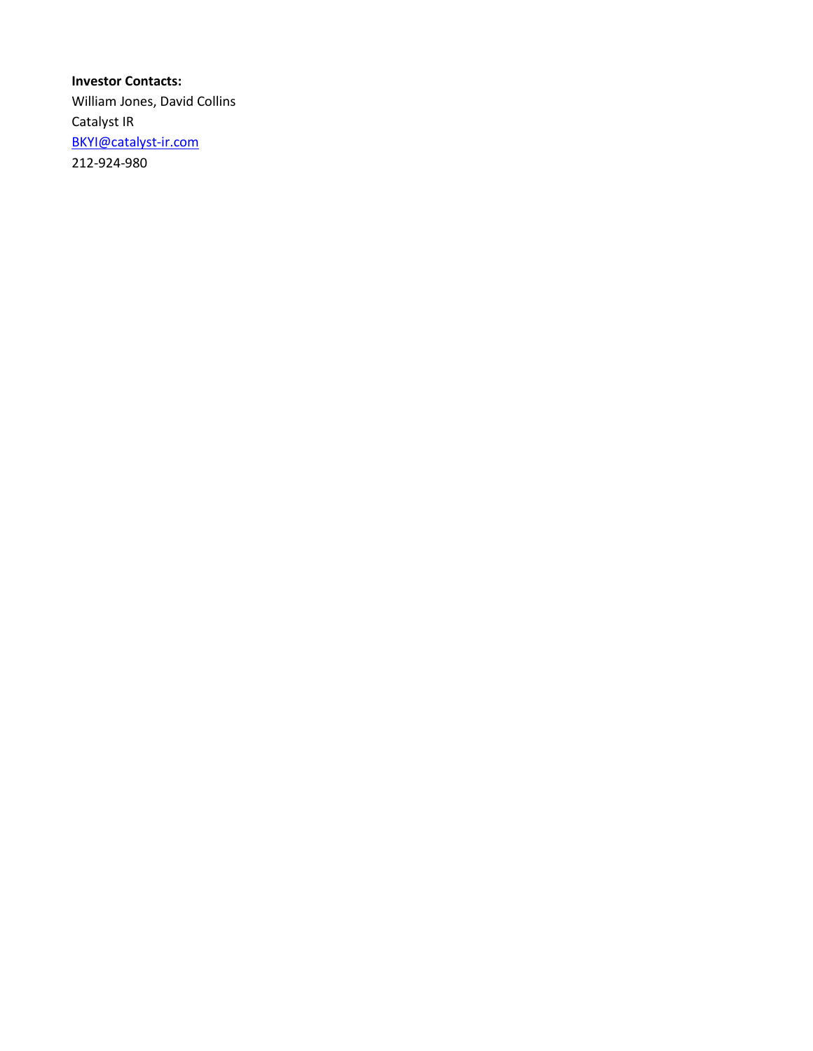**Investor Contacts:**
William Jones, David Collins
Catalyst IR
[BKYI@catalyst-ir.com](mailto:BKYI@catalyst-ir.com)
212-924-980